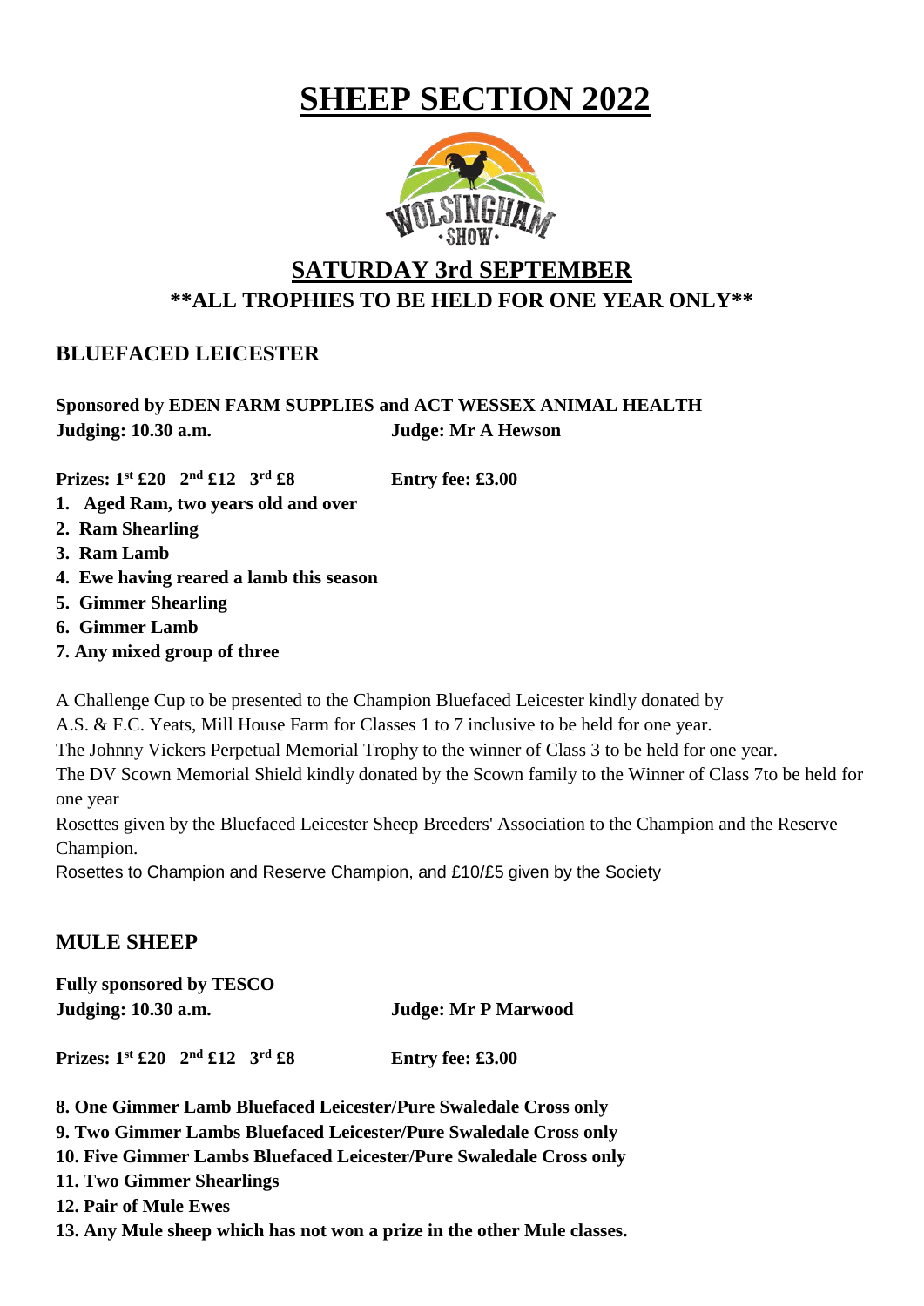# SHEEP SECTION 2022

## SATURDAY 3rd SEPTEMBER

**\*\*ALL TROPHIES TO BE HELD FOR ONE YEAR ONLY\*\***

## BLUEFACED LEICESTER

**Sponsored by EDEN FARM SUPPLIES and ACT WESSEX ANIMAL HEALTH**

**Judging: 10.30 a.m.** **Judge: Mr A Hewson**

**Prizes: 1st £20 2nd £12 3rd £8** **Entry fee: £3.00**

1. **Aged Ram, two years old and over**
2. **Ram Shearling**
3. **Ram Lamb**
4. **Ewe having reared a lamb this season**
5. **Gimmer Shearling**
6. **Gimmer Lamb**
7. **Any mixed group of three**

A Challenge Cup to be presented to the Champion Bluefaced Leicester kindly donated by A.S. & F.C. Yeats, Mill House Farm for Classes 1 to 7 inclusive to be held for one year.

The Johnny Vickers Perpetual Memorial Trophy to the winner of Class 3 to be held for one year.

The DV Scown Memorial Shield kindly donated by the Scown family to the Winner of Class 7to be held for one year

Rosettes given by the Bluefaced Leicester Sheep Breeders' Association to the Champion and the Reserve Champion.

Rosettes to Champion and Reserve Champion, and £10/£5 given by the Society

## MULE SHEEP

**Fully sponsored by TESCO**

**Judging: 10.30 a.m.** **Judge: Mr P Marwood**

**Prizes: 1st £20 2nd £12 3rd £8** **Entry fee: £3.00**

8. **One Gimmer Lamb Bluefaced Leicester/Pure Swaledale Cross only**
9. **Two Gimmer Lambs Bluefaced Leicester/Pure Swaledale Cross only**
10. **Five Gimmer Lambs Bluefaced Leicester/Pure Swaledale Cross only**
11. **Two Gimmer Shearlings**
12. **Pair of Mule Ewes**
13. **Any Mule sheep which has not won a prize in the other Mule classes.**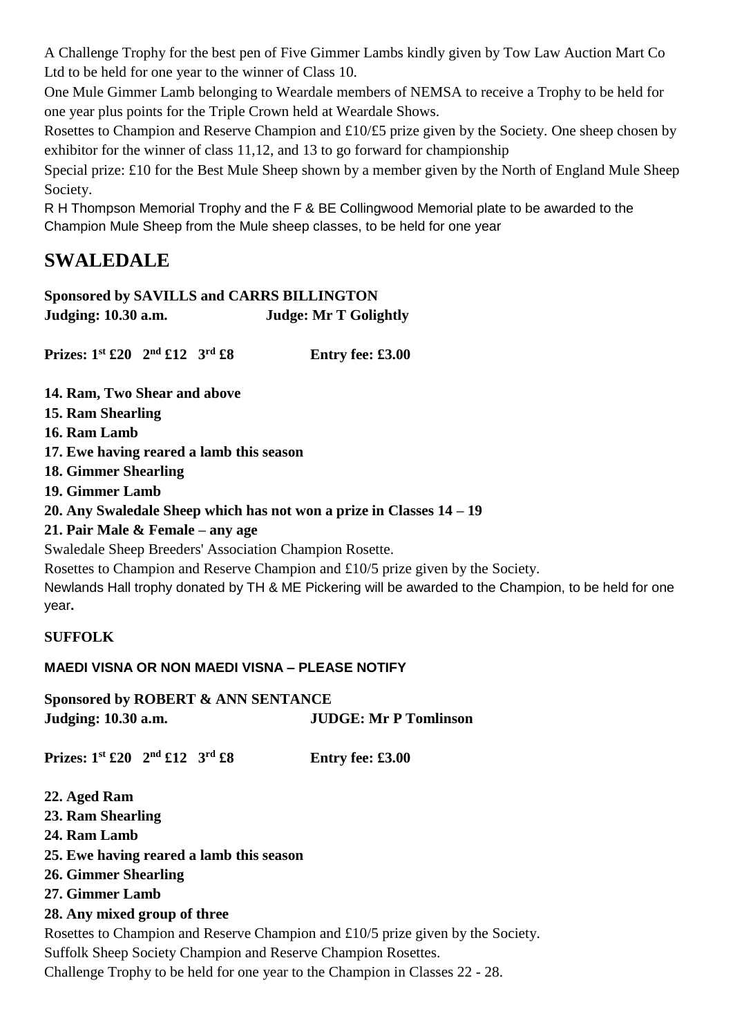A Challenge Trophy for the best pen of Five Gimmer Lambs kindly given by Tow Law Auction Mart Co Ltd to be held for one year to the winner of Class 10.

One Mule Gimmer Lamb belonging to Weardale members of NEMSA to receive a Trophy to be held for one year plus points for the Triple Crown held at Weardale Shows.

Rosettes to Champion and Reserve Champion and £10/£5 prize given by the Society. One sheep chosen by exhibitor for the winner of class 11,12, and 13 to go forward for championship

Special prize: £10 for the Best Mule Sheep shown by a member given by the North of England Mule Sheep Society.

R H Thompson Memorial Trophy and the F & BE Collingwood Memorial plate to be awarded to the Champion Mule Sheep from the Mule sheep classes, to be held for one year

# SWALEDALE

**Sponsored by SAVILLS and CARRS BILLINGTON**
**Judging: 10.30 a.m. Judge: Mr T Golightly**

**Prizes: 1st £20 2nd £12 3rd £8 Entry fee: £3.00**

**14. Ram, Two Shear and above**
**15. Ram Shearling**
**16. Ram Lamb**
**17. Ewe having reared a lamb this season**
**18. Gimmer Shearling**
**19. Gimmer Lamb**
**20. Any Swaledale Sheep which has not won a prize in Classes 14 – 19**
**21. Pair Male & Female – any age**

Swaledale Sheep Breeders' Association Champion Rosette.

Rosettes to Champion and Reserve Champion and £10/5 prize given by the Society.

Newlands Hall trophy donated by TH & ME Pickering will be awarded to the Champion, to be held for one year.

## SUFFOLK

**MAEDI VISNA OR NON MAEDI VISNA – PLEASE NOTIFY**

**Sponsored by ROBERT & ANN SENTANCE**
**Judging: 10.30 a.m. JUDGE: Mr P Tomlinson**

**Prizes: 1st £20 2nd £12 3rd £8 Entry fee: £3.00**

**22. Aged Ram**
**23. Ram Shearling**
**24. Ram Lamb**
**25. Ewe having reared a lamb this season**
**26. Gimmer Shearling**
**27. Gimmer Lamb**
**28. Any mixed group of three**

Rosettes to Champion and Reserve Champion and £10/5 prize given by the Society.

Suffolk Sheep Society Champion and Reserve Champion Rosettes.

Challenge Trophy to be held for one year to the Champion in Classes 22 - 28.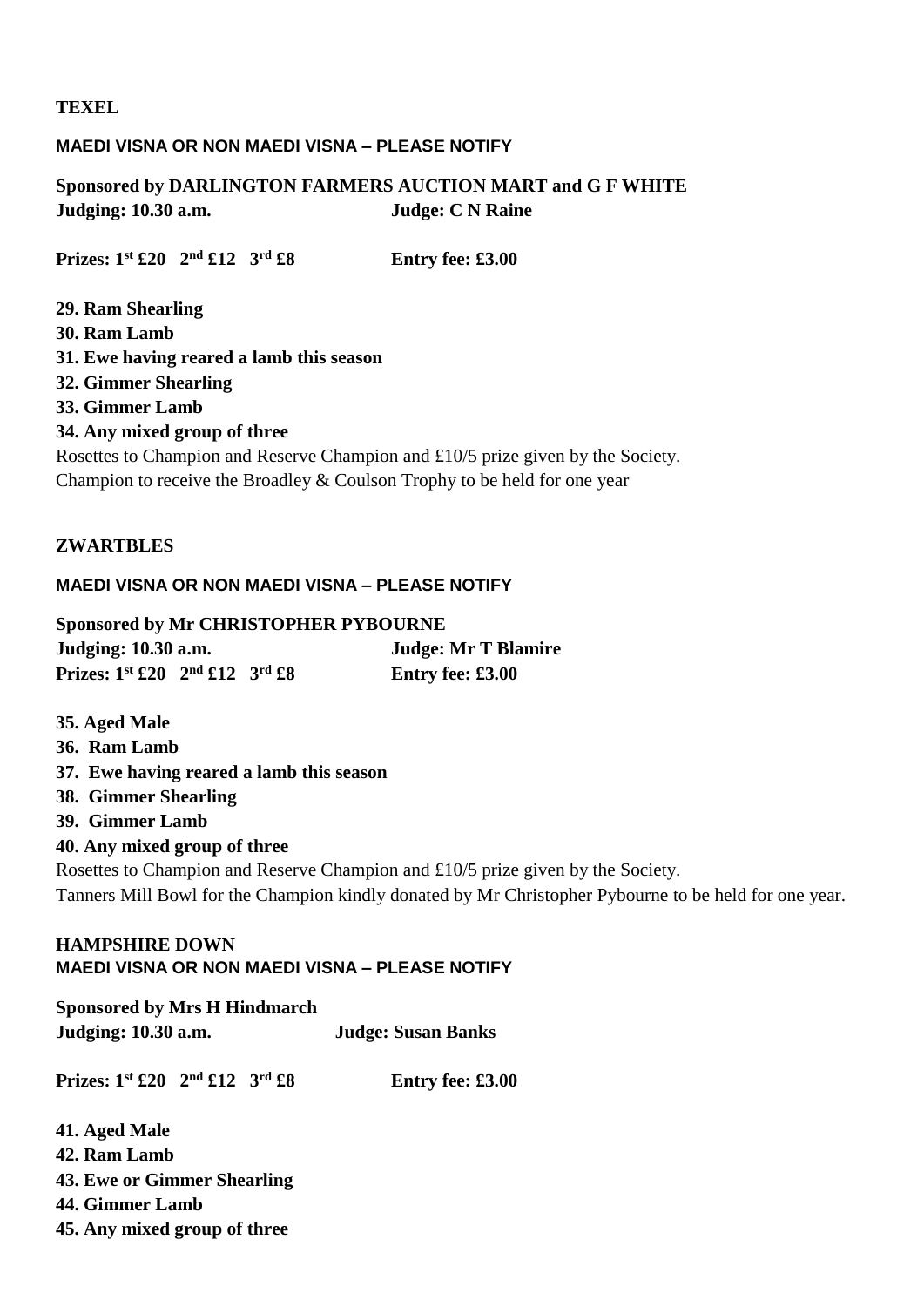## TEXEL

**MAEDI VISNA OR NON MAEDI VISNA – PLEASE NOTIFY**

**Sponsored by DARLINGTON FARMERS AUCTION MART and G F WHITE**
**Judging: 10.30 a.m.** **Judge: C N Raine**

**Prizes: 1st £20 2nd £12 3rd £8** **Entry fee: £3.00**

**29. Ram Shearling**
**30. Ram Lamb**
**31. Ewe having reared a lamb this season**
**32. Gimmer Shearling**
**33. Gimmer Lamb**
**34. Any mixed group of three**

Rosettes to Champion and Reserve Champion and £10/5 prize given by the Society.
Champion to receive the Broadley & Coulson Trophy to be held for one year

## ZWARTBLES

**MAEDI VISNA OR NON MAEDI VISNA – PLEASE NOTIFY**

**Sponsored by Mr CHRISTOPHER PYBOURNE**
**Judging: 10.30 a.m.** **Judge: Mr T Blamire**
**Prizes: 1st £20 2nd £12 3rd £8** **Entry fee: £3.00**

**35. Aged Male**
**36. Ram Lamb**
**37. Ewe having reared a lamb this season**
**38. Gimmer Shearling**
**39. Gimmer Lamb**
**40. Any mixed group of three**

Rosettes to Champion and Reserve Champion and £10/5 prize given by the Society.
Tanners Mill Bowl for the Champion kindly donated by Mr Christopher Pybourne to be held for one year.

## HAMPSHIRE DOWN

**MAEDI VISNA OR NON MAEDI VISNA – PLEASE NOTIFY**

**Sponsored by Mrs H Hindmarch**
**Judging: 10.30 a.m.** **Judge: Susan Banks**

**Prizes: 1st £20 2nd £12 3rd £8** **Entry fee: £3.00**

**41. Aged Male**
**42. Ram Lamb**
**43. Ewe or Gimmer Shearling**
**44. Gimmer Lamb**
**45. Any mixed group of three**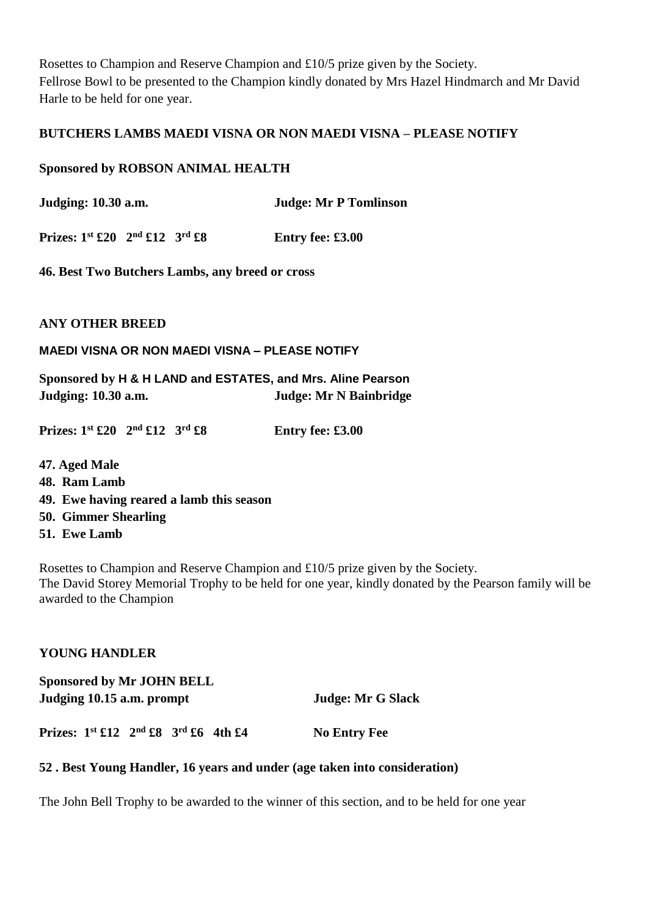Rosettes to Champion and Reserve Champion and £10/5 prize given by the Society.
Fellrose Bowl to be presented to the Champion kindly donated by Mrs Hazel Hindmarch and Mr David Harle to be held for one year.

**BUTCHERS LAMBS MAEDI VISNA OR NON MAEDI VISNA – PLEASE NOTIFY**

**Sponsored by ROBSON ANIMAL HEALTH**

**Judging: 10.30 a.m.** **Judge: Mr P Tomlinson**

**Prizes: 1st £20 2nd £12 3rd £8** **Entry fee: £3.00**

**46. Best Two Butchers Lambs, any breed or cross**

**ANY OTHER BREED**

**MAEDI VISNA OR NON MAEDI VISNA – PLEASE NOTIFY**

**Sponsored by H & H LAND and ESTATES, and Mrs. Aline Pearson**
**Judging: 10.30 a.m.** **Judge: Mr N Bainbridge**

**Prizes: 1st £20 2nd £12 3rd £8** **Entry fee: £3.00**

**47. Aged Male**
**48. Ram Lamb**
**49. Ewe having reared a lamb this season**
**50. Gimmer Shearling**
**51. Ewe Lamb**

Rosettes to Champion and Reserve Champion and £10/5 prize given by the Society.
The David Storey Memorial Trophy to be held for one year, kindly donated by the Pearson family will be awarded to the Champion

**YOUNG HANDLER**

**Sponsored by Mr JOHN BELL**
**Judging 10.15 a.m. prompt** **Judge: Mr G Slack**

**Prizes: 1st £12 2nd £8 3rd £6 4th £4** **No Entry Fee**

**52 . Best Young Handler, 16 years and under (age taken into consideration)**

The John Bell Trophy to be awarded to the winner of this section, and to be held for one year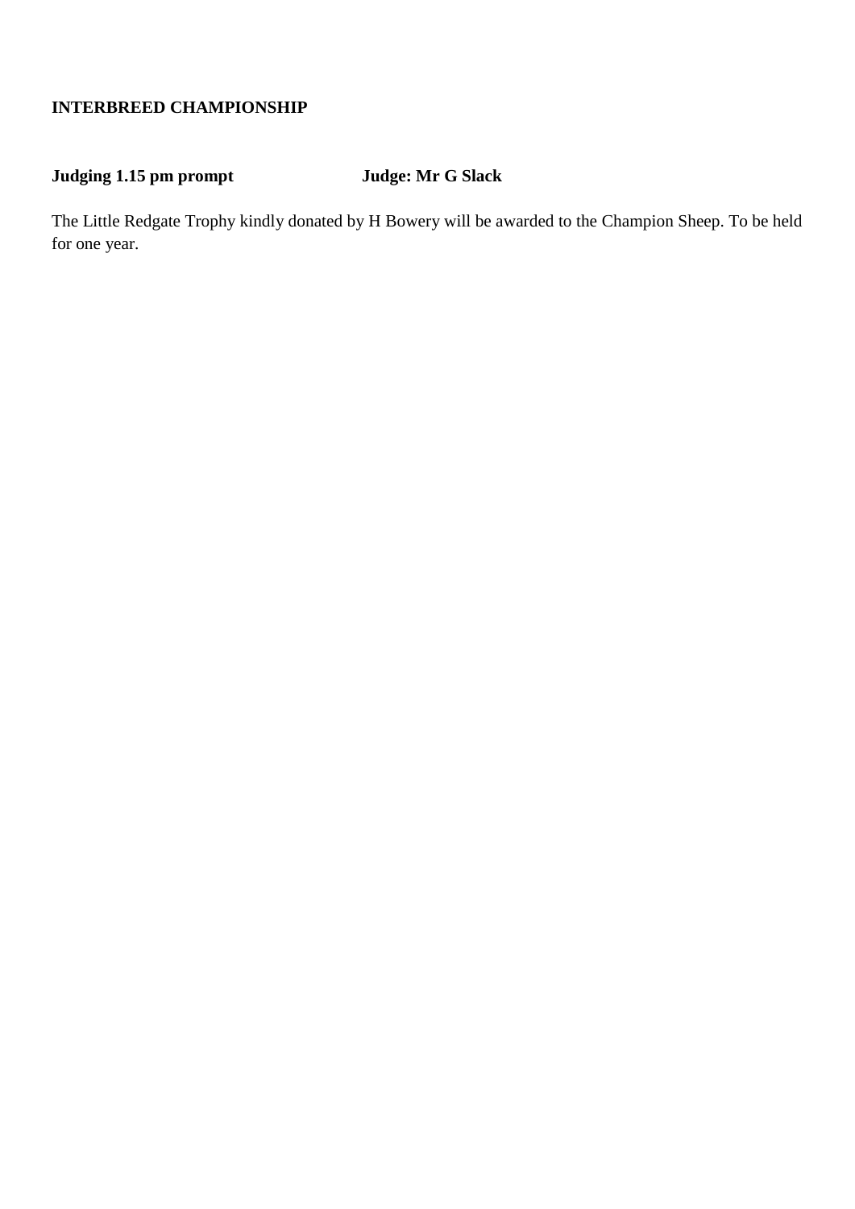**INTERBREED CHAMPIONSHIP**

**Judging 1.15 pm prompt** **Judge: Mr G Slack**

The Little Redgate Trophy kindly donated by H Bowery will be awarded to the Champion Sheep. To be held for one year.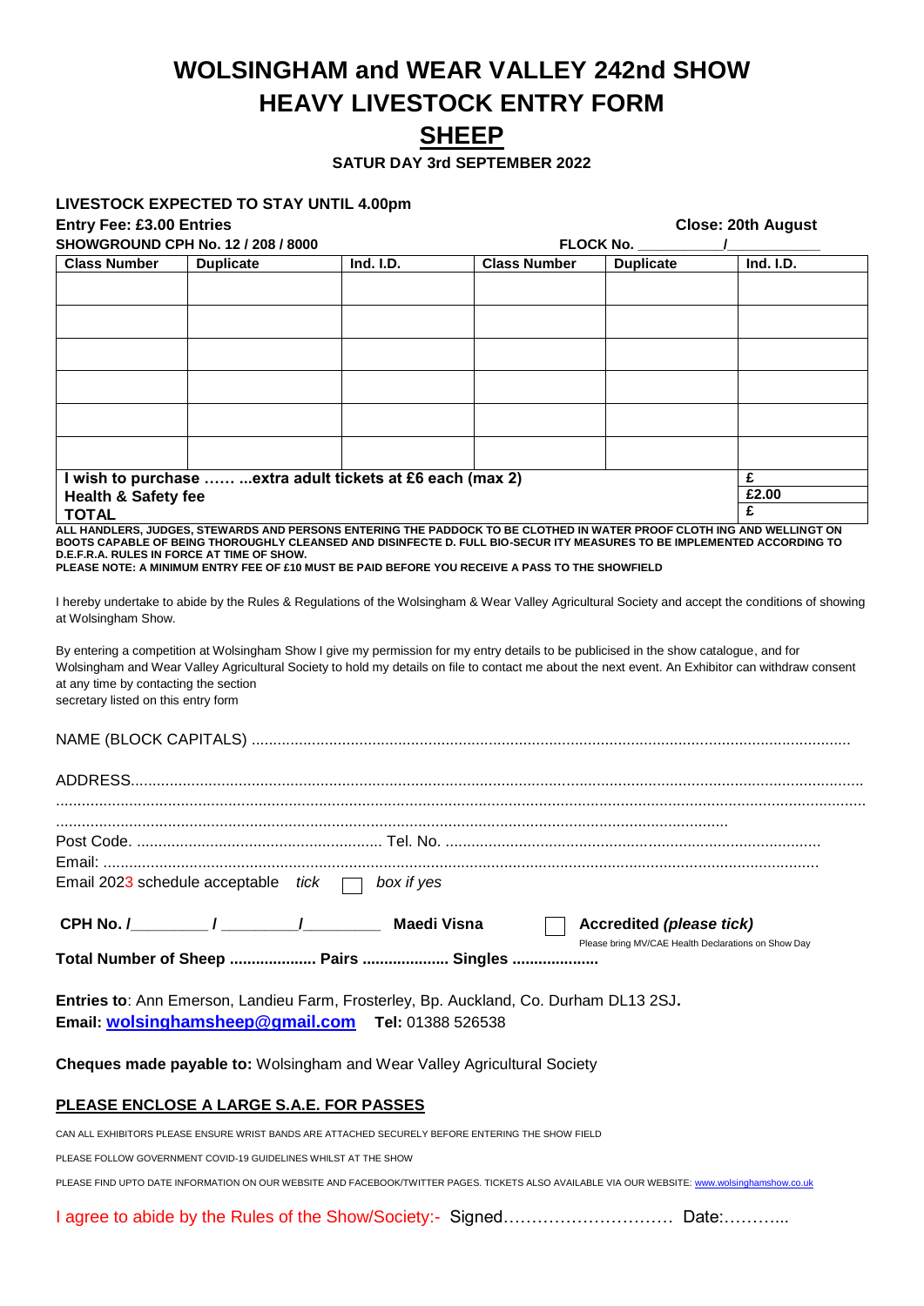# WOLSINGHAM and WEAR VALLEY 242nd SHOW

# HEAVY LIVESTOCK ENTRY FORM

## SHEEP

**SATUR DAY 3rd SEPTEMBER 2022**

**LIVESTOCK EXPECTED TO STAY UNTIL 4.00pm**

**Entry Fee: £3.00 Entries** **Close: 20th August**

**SHOWGROUND CPH No. 12 / 208 / 8000** **FLOCK No. \_\_\_\_\_\_\_\_\_\_/\_\_\_\_\_\_\_\_\_\_\_**

| Class Number | Duplicate | Ind. I.D. | Class Number | Duplicate | Ind. I.D. |
|---|---|---|---|---|---|
| | | | | | |
| | | | | | |
| | | | | | |
| | | | | | |
| | | | | | |
| | | | | | |
| I wish to purchase …… ...extra adult tickets at £6 each (max 2) | | | | | £ |
| Health & Safety fee | | | | | £2.00 |
| TOTAL | | | | | £ |

**ALL HANDLERS, JUDGES, STEWARDS AND PERSONS ENTERING THE PADDOCK TO BE CLOTHED IN WATER PROOF CLOTH ING AND WELLINGT ON BOOTS CAPABLE OF BEING THOROUGHLY CLEANSED AND DISINFECTE D. FULL BIO-SECUR ITY MEASURES TO BE IMPLEMENTED ACCORDING TO D.E.F.R.A. RULES IN FORCE AT TIME OF SHOW.**

**PLEASE NOTE: A MINIMUM ENTRY FEE OF £10 MUST BE PAID BEFORE YOU RECEIVE A PASS TO THE SHOWFIELD**

I hereby undertake to abide by the Rules & Regulations of the Wolsingham & Wear Valley Agricultural Society and accept the conditions of showing at Wolsingham Show.

By entering a competition at Wolsingham Show I give my permission for my entry details to be publicised in the show catalogue, and for Wolsingham and Wear Valley Agricultural Society to hold my details on file to contact me about the next event. An Exhibitor can withdraw consent at any time by contacting the section secretary listed on this entry form

NAME (BLOCK CAPITALS) ..........................................................................................................................................

ADDRESS.............................................................................................................................................................
..........................................................................................................................................................................
..........................................................................................................................................

Post Code. ......................................................... Tel. No. ......................................................................................

Email: ....................................................................................................................................................................

Email 2023 schedule acceptable *tick* ☐ *box if yes*

**CPH No. /\_\_\_\_\_\_\_\_\_ / \_\_\_\_\_\_\_\_\_/\_\_\_\_\_\_\_\_\_** **Maedi Visna** ☐ **Accredited *(please tick)***

Please bring MV/CAE Health Declarations on Show Day

**Total Number of Sheep .................... Pairs .................... Singles ....................**

**Entries to**: Ann Emerson, Landieu Farm, Frosterley, Bp. Auckland, Co. Durham DL13 2SJ**.**
**Email: wolsinghamsheep@gmail.com** **Tel:** 01388 526538

**Cheques made payable to:** Wolsingham and Wear Valley Agricultural Society

**PLEASE ENCLOSE A LARGE S.A.E. FOR PASSES**

CAN ALL EXHIBITORS PLEASE ENSURE WRIST BANDS ARE ATTACHED SECURELY BEFORE ENTERING THE SHOW FIELD

PLEASE FOLLOW GOVERNMENT COVID-19 GUIDELINES WHILST AT THE SHOW

PLEASE FIND UPTO DATE INFORMATION ON OUR WEBSITE AND FACEBOOK/TWITTER PAGES. TICKETS ALSO AVAILABLE VIA OUR WEBSITE: www.wolsinghamshow.co.uk

I agree to abide by the Rules of the Show/Society:- Signed………………………… Date:………..